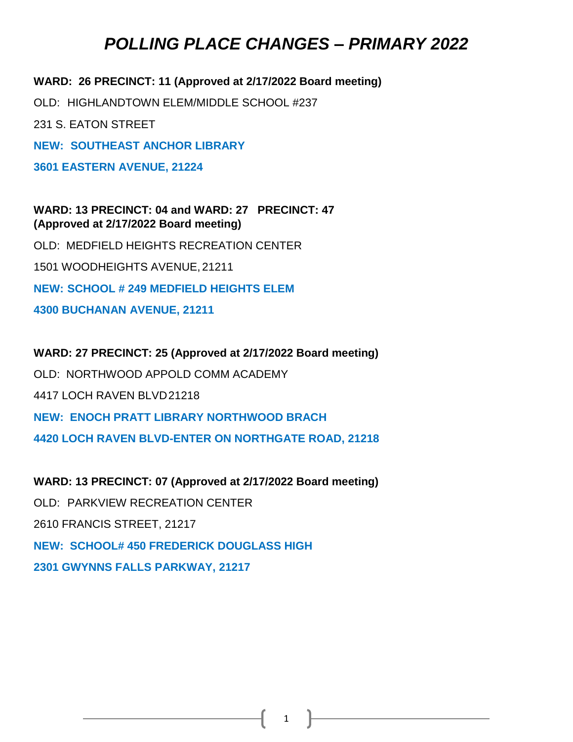# *POLLING PLACE CHANGES – PRIMARY 2022*

**WARD: 26 PRECINCT: 11 (Approved at 2/17/2022 Board meeting)**

OLD: HIGHLANDTOWN ELEM/MIDDLE SCHOOL #237

231 S. EATON STREET

**NEW: SOUTHEAST ANCHOR LIBRARY**

**3601 EASTERN AVENUE, 21224**

**WARD: 13 PRECINCT: 04 and WARD: 27 PRECINCT: 47 (Approved at 2/17/2022 Board meeting)**

OLD: MEDFIELD HEIGHTS RECREATION CENTER

1501 WOODHEIGHTS AVENUE, 21211

**NEW: SCHOOL # 249 MEDFIELD HEIGHTS ELEM**

**4300 BUCHANAN AVENUE, 21211**

**WARD: 27 PRECINCT: 25 (Approved at 2/17/2022 Board meeting)**

OLD: NORTHWOOD APPOLD COMM ACADEMY

4417 LOCH RAVEN BLVD 21218

**NEW: ENOCH PRATT LIBRARY NORTHWOOD BRACH**

**4420 LOCH RAVEN BLVD-ENTER ON NORTHGATE ROAD, 21218**

**WARD: 13 PRECINCT: 07 (Approved at 2/17/2022 Board meeting)**

OLD: PARKVIEW RECREATION CENTER

2610 FRANCIS STREET, 21217

**NEW: SCHOOL# 450 FREDERICK DOUGLASS HIGH**

**2301 GWYNNS FALLS PARKWAY, 21217**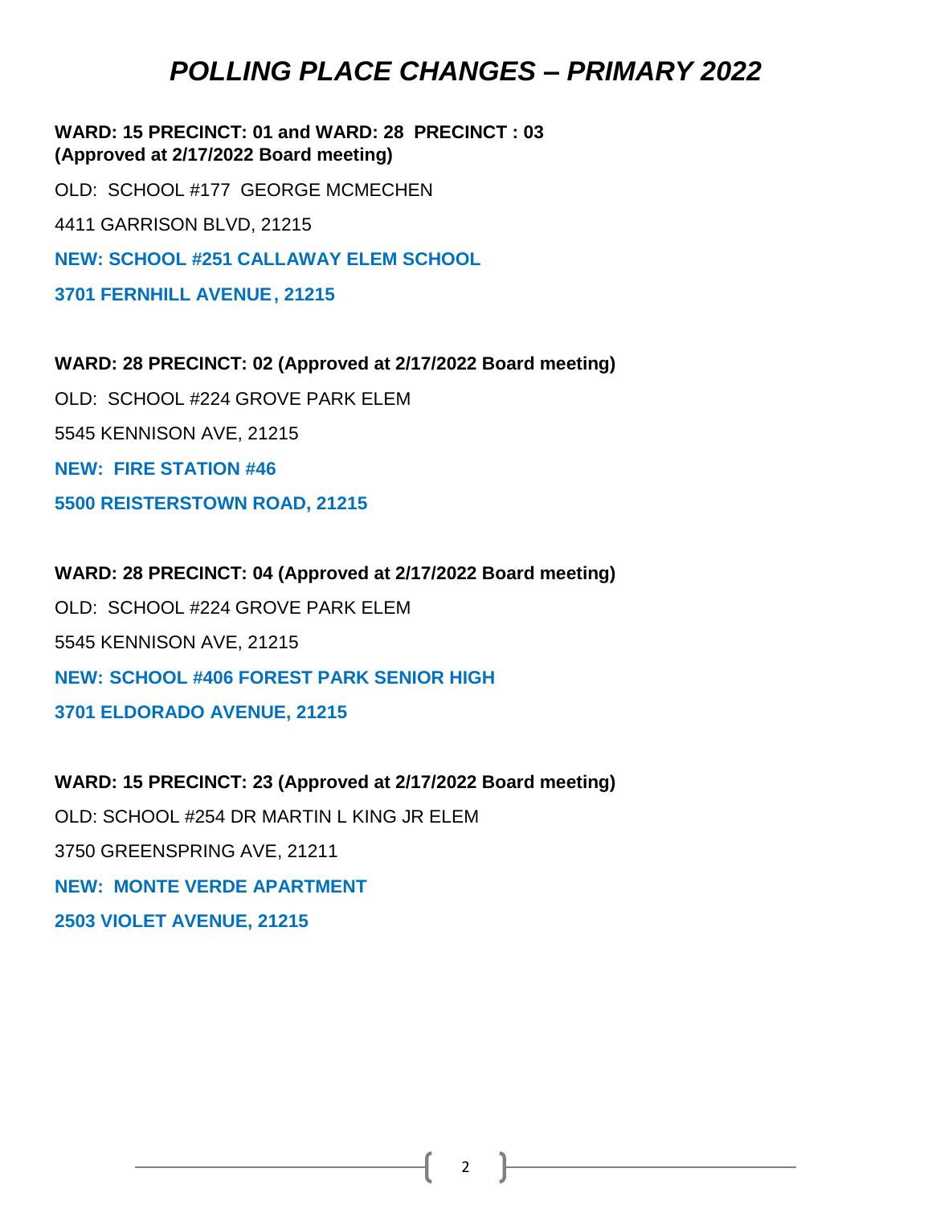# *POLLING PLACE CHANGES – PRIMARY 2022*

**WARD: 15 PRECINCT: 01 and WARD: 28 PRECINCT : 03 (Approved at 2/17/2022 Board meeting)**

OLD: SCHOOL #177 GEORGE MCMECHEN

4411 GARRISON BLVD, 21215

**NEW: SCHOOL #251 CALLAWAY ELEM SCHOOL**

**3701 FERNHILL AVENUE, 21215**

**WARD: 28 PRECINCT: 02 (Approved at 2/17/2022 Board meeting)**

OLD: SCHOOL #224 GROVE PARK ELEM

5545 KENNISON AVE, 21215

**NEW: FIRE STATION #46**

**5500 REISTERSTOWN ROAD, 21215**

**WARD: 28 PRECINCT: 04 (Approved at 2/17/2022 Board meeting)**

OLD: SCHOOL #224 GROVE PARK ELEM

5545 KENNISON AVE, 21215

**NEW: SCHOOL #406 FOREST PARK SENIOR HIGH**

**3701 ELDORADO AVENUE, 21215**

**WARD: 15 PRECINCT: 23 (Approved at 2/17/2022 Board meeting)**

OLD: SCHOOL #254 DR MARTIN L KING JR ELEM

3750 GREENSPRING AVE, 21211

**NEW: MONTE VERDE APARTMENT**

**2503 VIOLET AVENUE, 21215**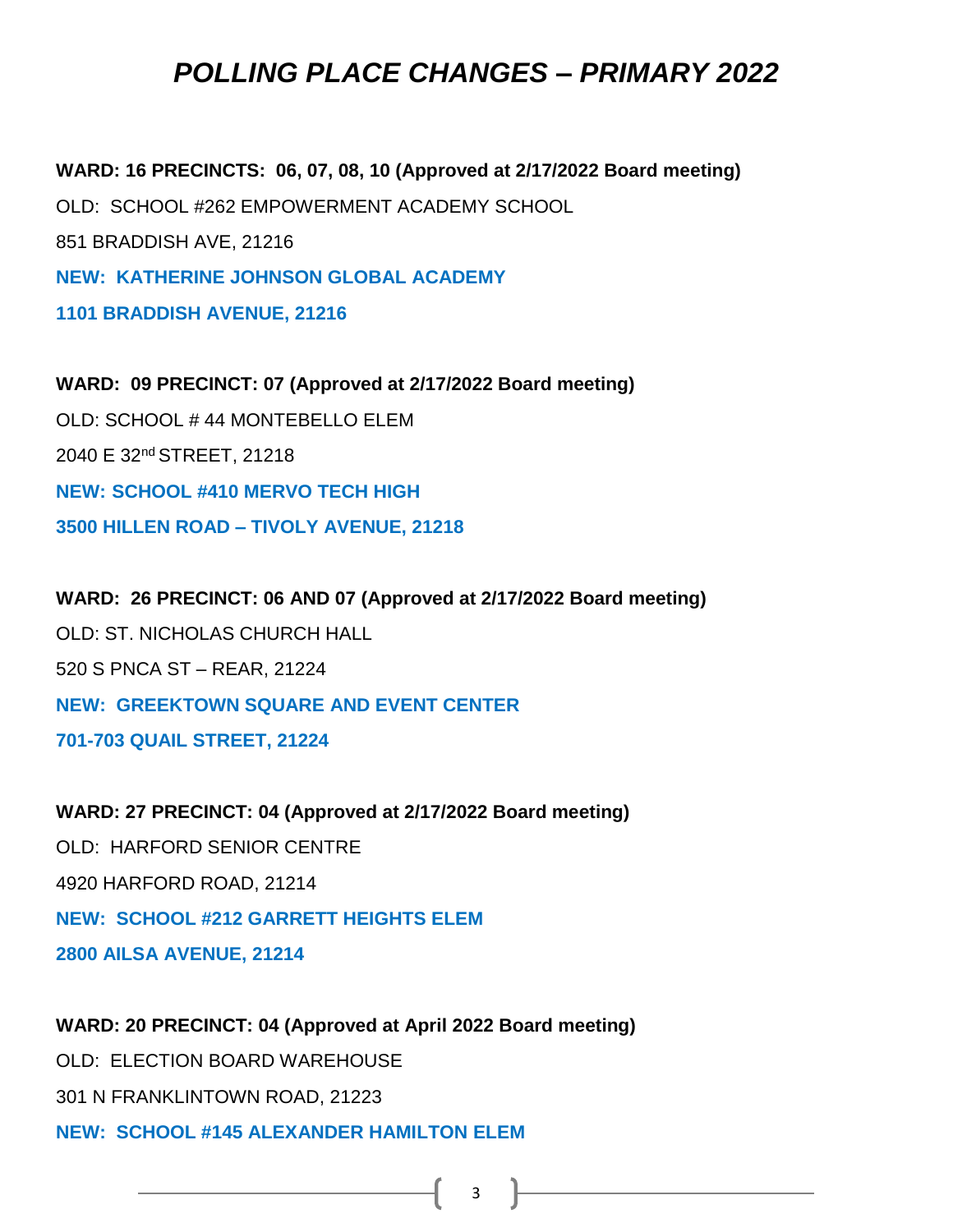# *POLLING PLACE CHANGES – PRIMARY 2022*

**WARD: 16 PRECINCTS: 06, 07, 08, 10 (Approved at 2/17/2022 Board meeting)**

OLD: SCHOOL #262 EMPOWERMENT ACADEMY SCHOOL

851 BRADDISH AVE, 21216

**NEW: KATHERINE JOHNSON GLOBAL ACADEMY**

**1101 BRADDISH AVENUE, 21216**

**WARD: 09 PRECINCT: 07 (Approved at 2/17/2022 Board meeting)**

OLD: SCHOOL # 44 MONTEBELLO ELEM

2040 E 32nd STREET, 21218

**NEW: SCHOOL #410 MERVO TECH HIGH**

**3500 HILLEN ROAD – TIVOLY AVENUE, 21218**

**WARD: 26 PRECINCT: 06 AND 07 (Approved at 2/17/2022 Board meeting)**

OLD: ST. NICHOLAS CHURCH HALL

520 S PNCA ST – REAR, 21224

**NEW: GREEKTOWN SQUARE AND EVENT CENTER**

**701-703 QUAIL STREET, 21224**

**WARD: 27 PRECINCT: 04 (Approved at 2/17/2022 Board meeting)**

OLD: HARFORD SENIOR CENTRE

4920 HARFORD ROAD, 21214

**NEW: SCHOOL #212 GARRETT HEIGHTS ELEM**

**2800 AILSA AVENUE, 21214**

**WARD: 20 PRECINCT: 04 (Approved at April 2022 Board meeting)**

OLD: ELECTION BOARD WAREHOUSE

301 N FRANKLINTOWN ROAD, 21223

**NEW: SCHOOL #145 ALEXANDER HAMILTON ELEM**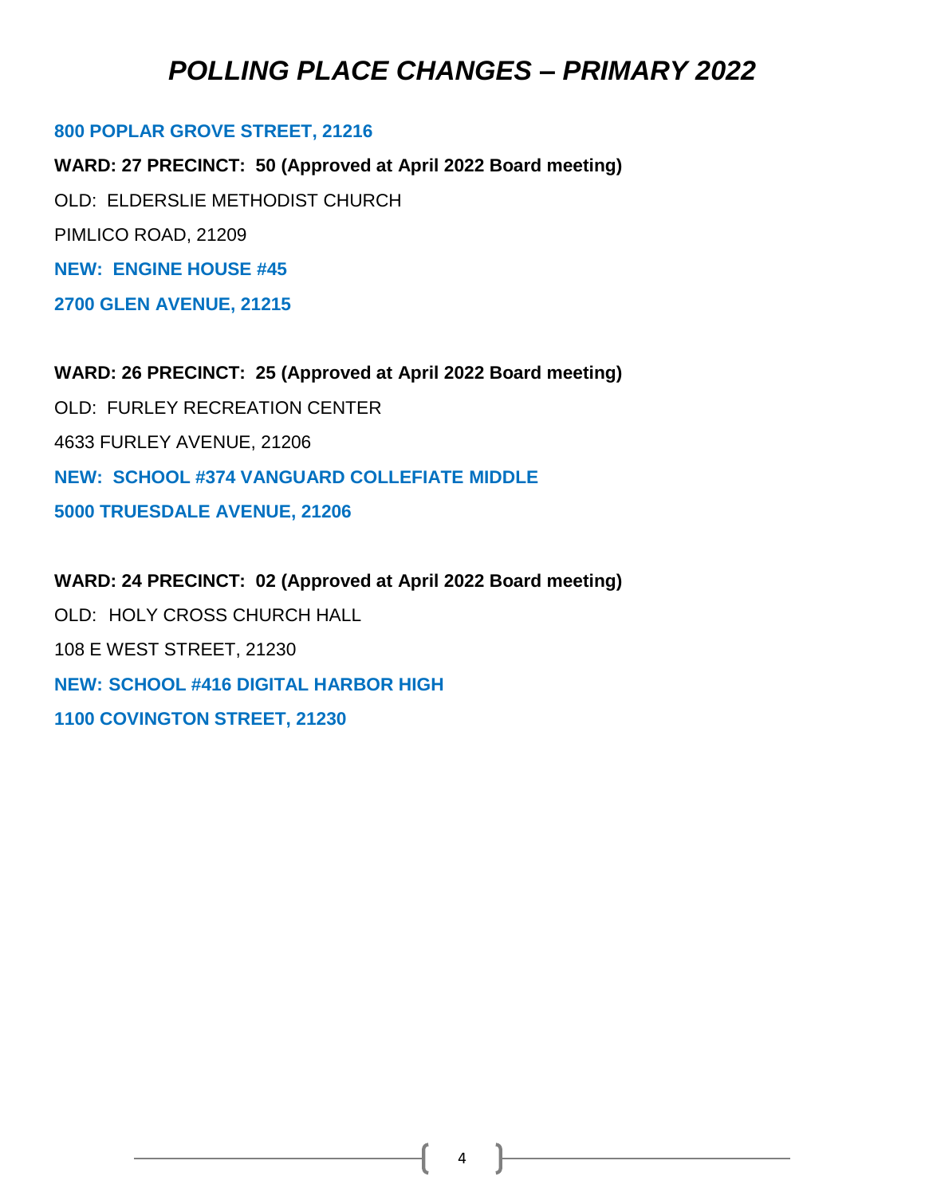# *POLLING PLACE CHANGES – PRIMARY 2022*

**800 POPLAR GROVE STREET, 21216**

**WARD: 27 PRECINCT: 50 (Approved at April 2022 Board meeting)**

OLD: ELDERSLIE METHODIST CHURCH

PIMLICO ROAD, 21209

**NEW: ENGINE HOUSE #45**

**2700 GLEN AVENUE, 21215**

**WARD: 26 PRECINCT: 25 (Approved at April 2022 Board meeting)**

OLD: FURLEY RECREATION CENTER

4633 FURLEY AVENUE, 21206

**NEW: SCHOOL #374 VANGUARD COLLEFIATE MIDDLE**

**5000 TRUESDALE AVENUE, 21206**

**WARD: 24 PRECINCT: 02 (Approved at April 2022 Board meeting)**

OLD: HOLY CROSS CHURCH HALL

108 E WEST STREET, 21230

**NEW: SCHOOL #416 DIGITAL HARBOR HIGH**

**1100 COVINGTON STREET, 21230**